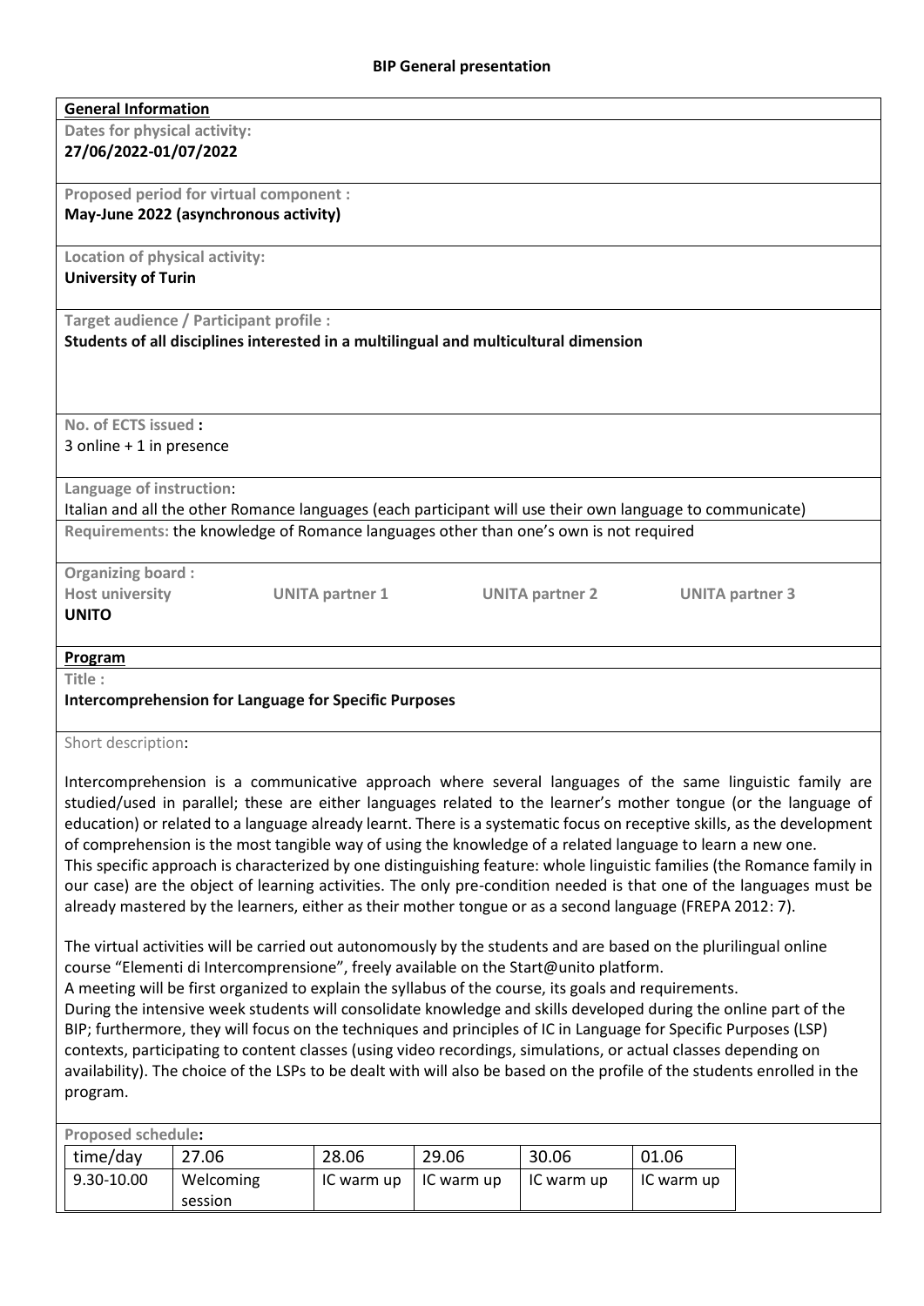# BIP General presentation

**General Information**

**Dates for physical activity:**
**27/06/2022-01/07/2022**

**Proposed period for virtual component :**
**May-June 2022 (asynchronous activity)**

**Location of physical activity:**
**University of Turin**

**Target audience / Participant profile :**
**Students of all disciplines interested in a multilingual and multicultural dimension**

**No. of ECTS issued :**
3 online + 1 in presence

**Language of instruction:**
Italian and all the other Romance languages (each participant will use their own language to communicate)

**Requirements:** the knowledge of Romance languages other than one's own is not required

**Organizing board :**

| Host university | UNITA partner 1 | UNITA partner 2 | UNITA partner 3 |
|---|---|---|---|
| **UNITO** | | | |

**Program**

**Title :**
**Intercomprehension for Language for Specific Purposes**

Short description:

Intercomprehension is a communicative approach where several languages of the same linguistic family are studied/used in parallel; these are either languages related to the learner's mother tongue (or the language of education) or related to a language already learnt. There is a systematic focus on receptive skills, as the development of comprehension is the most tangible way of using the knowledge of a related language to learn a new one.
This specific approach is characterized by one distinguishing feature: whole linguistic families (the Romance family in our case) are the object of learning activities. The only pre-condition needed is that one of the languages must be already mastered by the learners, either as their mother tongue or as a second language (FREPA 2012: 7).

The virtual activities will be carried out autonomously by the students and are based on the plurilingual online course "Elementi di Intercomprensione", freely available on the Start@unito platform.
A meeting will be first organized to explain the syllabus of the course, its goals and requirements.
During the intensive week students will consolidate knowledge and skills developed during the online part of the BIP; furthermore, they will focus on the techniques and principles of IC in Language for Specific Purposes (LSP) contexts, participating to content classes (using video recordings, simulations, or actual classes depending on availability). The choice of the LSPs to be dealt with will also be based on the profile of the students enrolled in the program.

**Proposed schedule:**

| time/day | 27.06 | 28.06 | 29.06 | 30.06 | 01.06 |
|---|---|---|---|---|---|
| 9.30-10.00 | Welcoming session | IC warm up | IC warm up | IC warm up | IC warm up |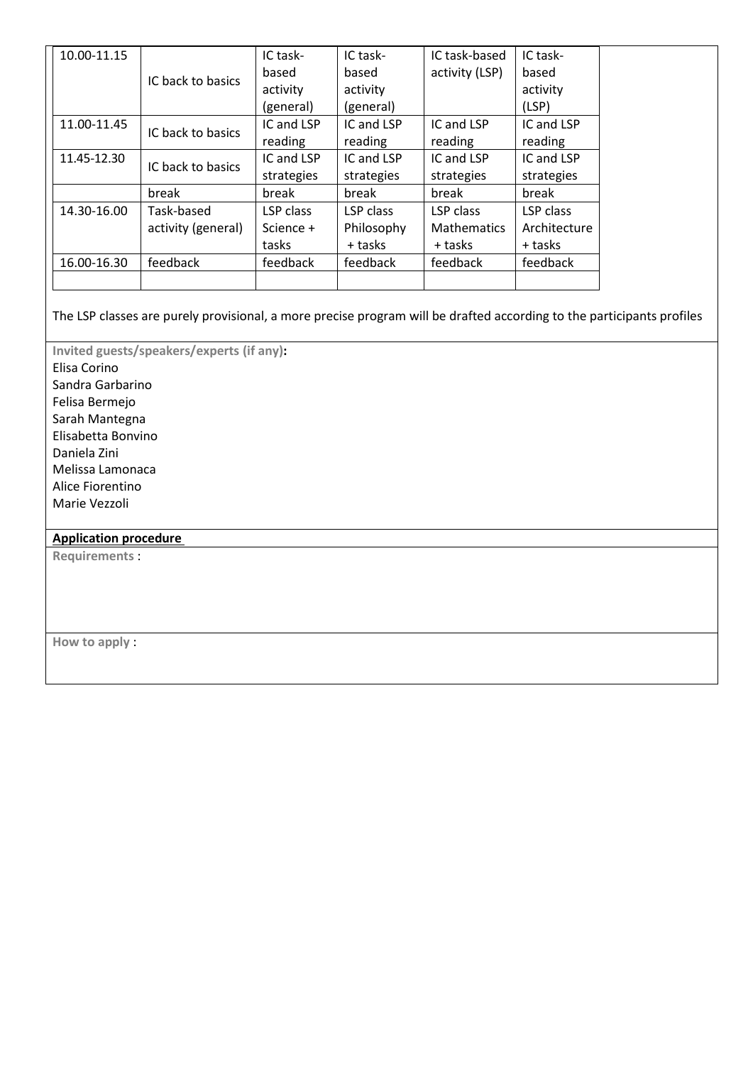| | | | | | |
|---|---|---|---|---|---|
| 10.00-11.15 | IC back to basics | IC task-based activity (general) | IC task-based activity (general) | IC task-based activity (LSP) | IC task-based activity (LSP) |
| 11.00-11.45 | IC back to basics | IC and LSP reading | IC and LSP reading | IC and LSP reading | IC and LSP reading |
| 11.45-12.30 | IC back to basics | IC and LSP strategies | IC and LSP strategies | IC and LSP strategies | IC and LSP strategies |
| | break | break | break | break | break |
| 14.30-16.00 | Task-based activity (general) | LSP class Science + tasks | LSP class Philosophy + tasks | LSP class Mathematics + tasks | LSP class Architecture + tasks |
| 16.00-16.30 | feedback | feedback | feedback | feedback | feedback |
| | | | | | |

The LSP classes are purely provisional, a more precise program will be drafted according to the participants profiles

**Invited guests/speakers/experts (if any):**

Elisa Corino
Sandra Garbarino
Felisa Bermejo
Sarah Mantegna
Elisabetta Bonvino
Daniela Zini
Melissa Lamonaca
Alice Fiorentino
Marie Vezzoli

**Application procedure**

**Requirements** :

**How to apply** :